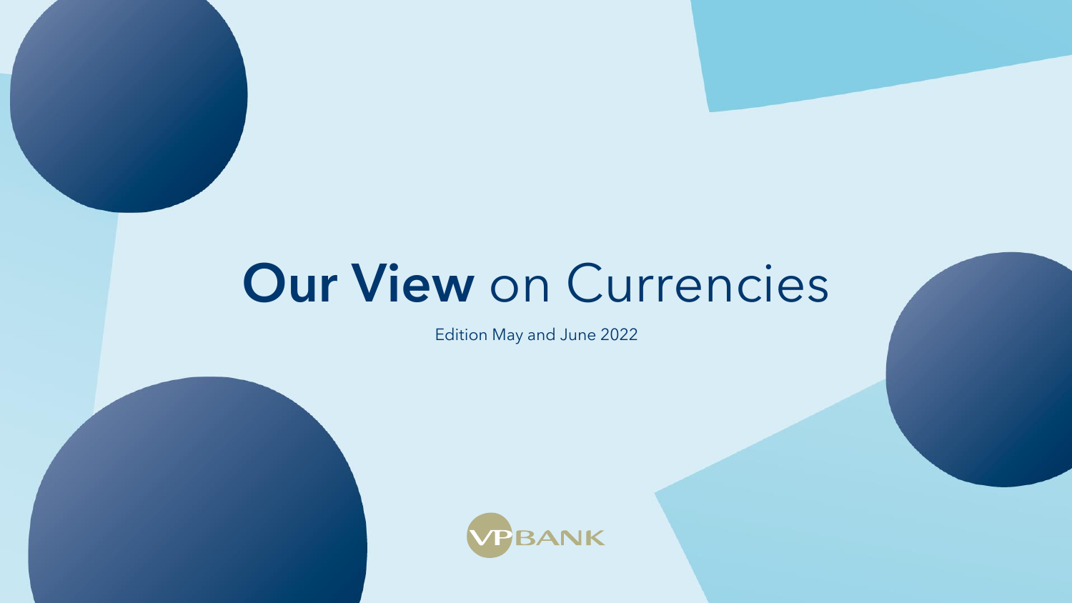# **Our View** on Currencies

Edition May and June 2022

VP BANK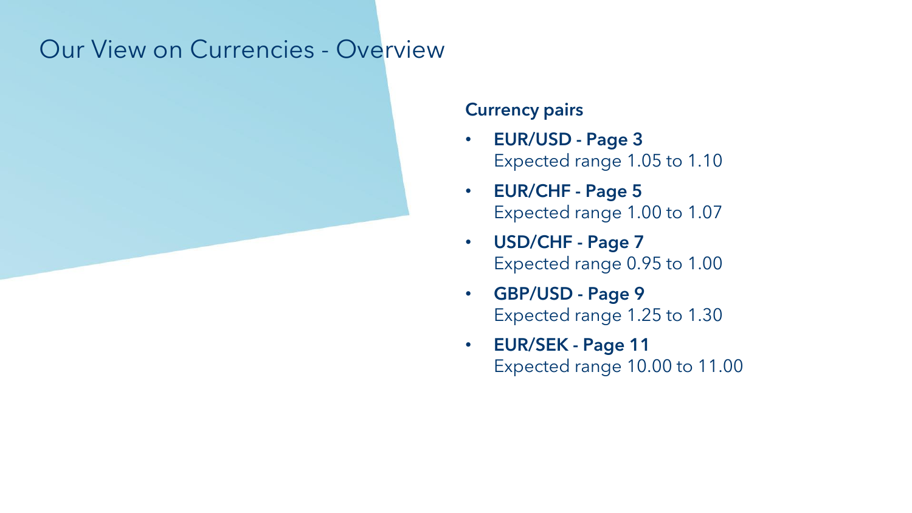# Our View on Currencies - Overview

**Currency pairs**

- **EUR/USD - Page 3**
  Expected range 1.05 to 1.10
- **EUR/CHF - Page 5**
  Expected range 1.00 to 1.07
- **USD/CHF - Page 7**
  Expected range 0.95 to 1.00
- **GBP/USD - Page 9**
  Expected range 1.25 to 1.30
- **EUR/SEK - Page 11**
  Expected range 10.00 to 11.00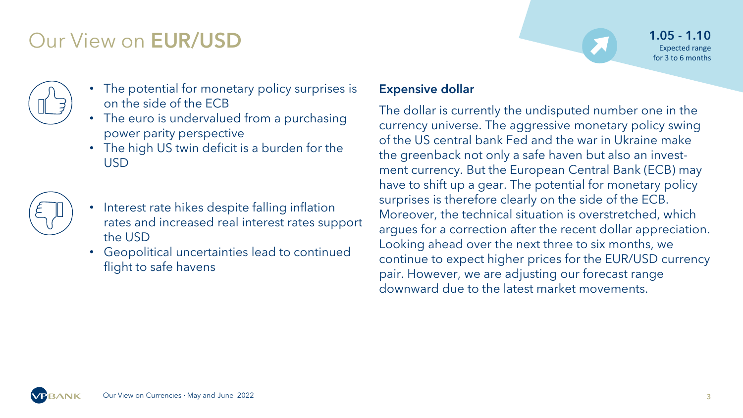# Our View on **EUR/USD**

**1.05 - 1.10**
Expected range
for 3 to 6 months

- The potential for monetary policy surprises is on the side of the ECB
- The euro is undervalued from a purchasing power parity perspective
- The high US twin deficit is a burden for the USD

- Interest rate hikes despite falling inflation rates and increased real interest rates support the USD
- Geopolitical uncertainties lead to continued flight to safe havens

### Expensive dollar

The dollar is currently the undisputed number one in the currency universe. The aggressive monetary policy swing of the US central bank Fed and the war in Ukraine make the greenback not only a safe haven but also an investment currency. But the European Central Bank (ECB) may have to shift up a gear. The potential for monetary policy surprises is therefore clearly on the side of the ECB. Moreover, the technical situation is overstretched, which argues for a correction after the recent dollar appreciation. Looking ahead over the next three to six months, we continue to expect higher prices for the EUR/USD currency pair. However, we are adjusting our forecast range downward due to the latest market movements.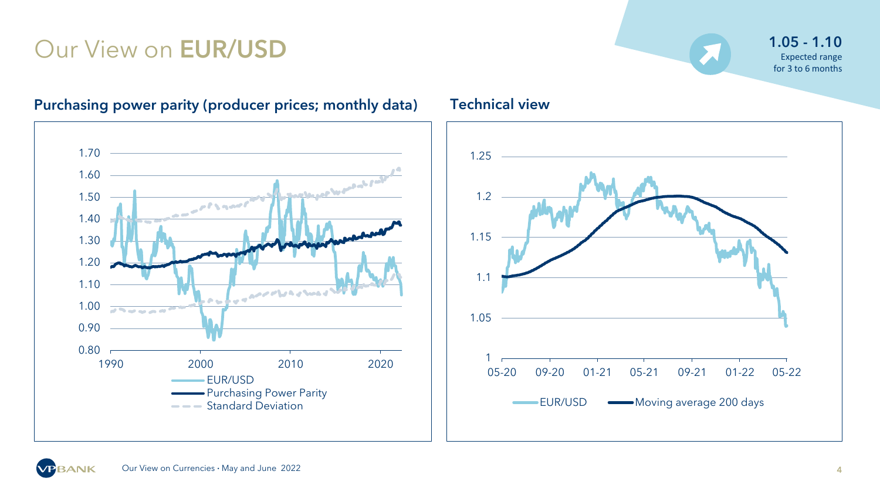# Our View on EUR/USD

**1.05 - 1.10**
Expected range
for 3 to 6 months

### Purchasing power parity (producer prices; monthly data)

1.70
1.60
1.50
1.40
1.30
1.20
1.10
1.00
0.90
0.80

1990 2000 2010 2020

EUR/USD
Purchasing Power Parity
Standard Deviation

### Technical view

1.25
1.2
1.15
1.1
1.05
1

05-20 09-20 01-21 05-21 09-21 01-22 05-22

EUR/USD Moving average 200 days

Our View on Currencies • May and June 2022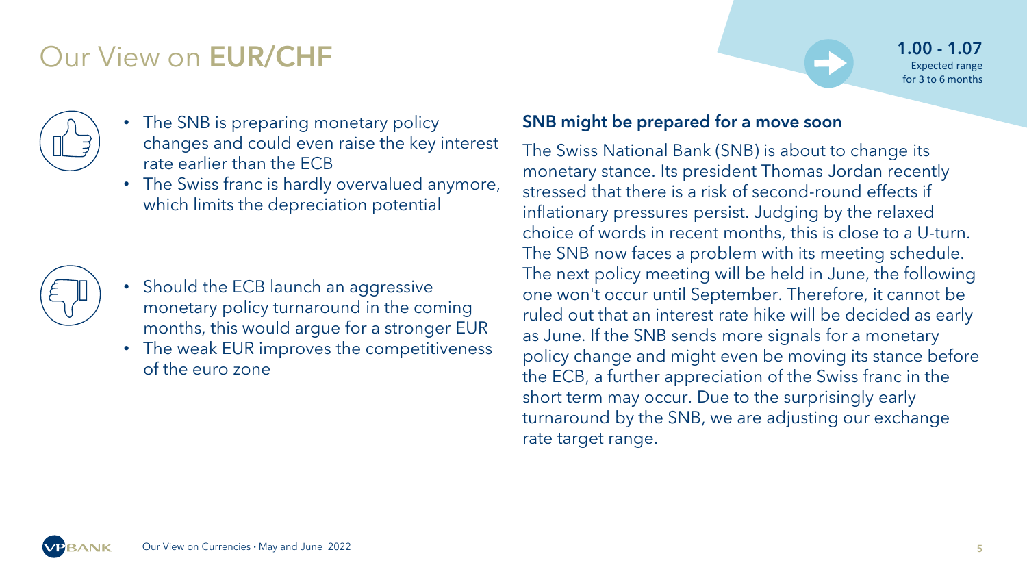# Our View on **EUR/CHF**

**1.00 - 1.07**
Expected range for 3 to 6 months

- The SNB is preparing monetary policy changes and could even raise the key interest rate earlier than the ECB
- The Swiss franc is hardly overvalued anymore, which limits the depreciation potential

- Should the ECB launch an aggressive monetary policy turnaround in the coming months, this would argue for a stronger EUR
- The weak EUR improves the competitiveness of the euro zone

## SNB might be prepared for a move soon

The Swiss National Bank (SNB) is about to change its monetary stance. Its president Thomas Jordan recently stressed that there is a risk of second-round effects if inflationary pressures persist. Judging by the relaxed choice of words in recent months, this is close to a U-turn. The SNB now faces a problem with its meeting schedule. The next policy meeting will be held in June, the following one won't occur until September. Therefore, it cannot be ruled out that an interest rate hike will be decided as early as June. If the SNB sends more signals for a monetary policy change and might even be moving its stance before the ECB, a further appreciation of the Swiss franc in the short term may occur. Due to the surprisingly early turnaround by the SNB, we are adjusting our exchange rate target range.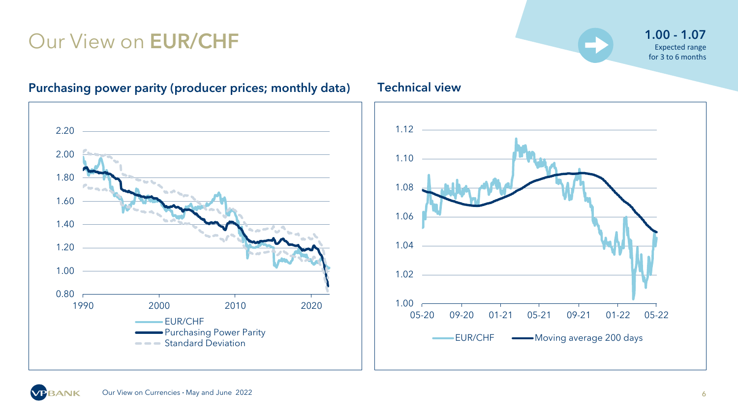# Our View on **EUR/CHF**

**1.00 - 1.07**
Expected range
for 3 to 6 months

### Purchasing power parity (producer prices; monthly data)

### Technical view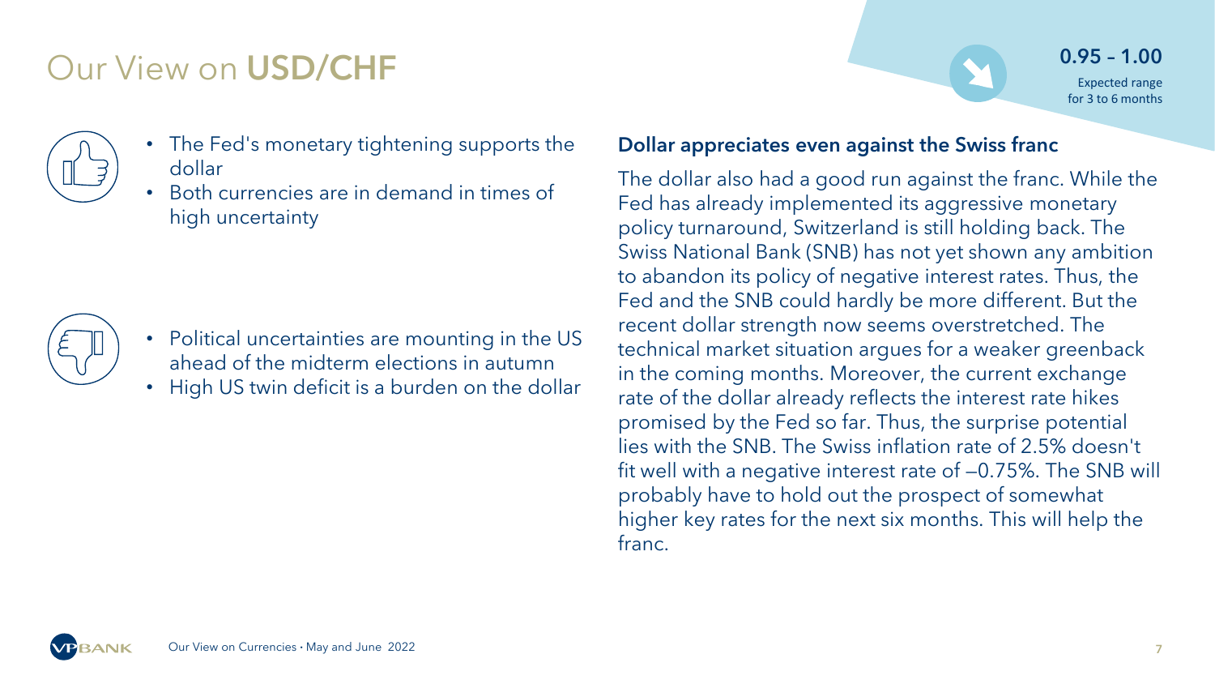# Our View on **USD/CHF**

**0.95 – 1.00**

Expected range for 3 to 6 months

- The Fed's monetary tightening supports the dollar
- Both currencies are in demand in times of high uncertainty

- Political uncertainties are mounting in the US ahead of the midterm elections in autumn
- High US twin deficit is a burden on the dollar

### Dollar appreciates even against the Swiss franc

The dollar also had a good run against the franc. While the Fed has already implemented its aggressive monetary policy turnaround, Switzerland is still holding back. The Swiss National Bank (SNB) has not yet shown any ambition to abandon its policy of negative interest rates. Thus, the Fed and the SNB could hardly be more different. But the recent dollar strength now seems overstretched. The technical market situation argues for a weaker greenback in the coming months. Moreover, the current exchange rate of the dollar already reflects the interest rate hikes promised by the Fed so far. Thus, the surprise potential lies with the SNB. The Swiss inflation rate of 2.5% doesn't fit well with a negative interest rate of –0.75%. The SNB will probably have to hold out the prospect of somewhat higher key rates for the next six months. This will help the franc.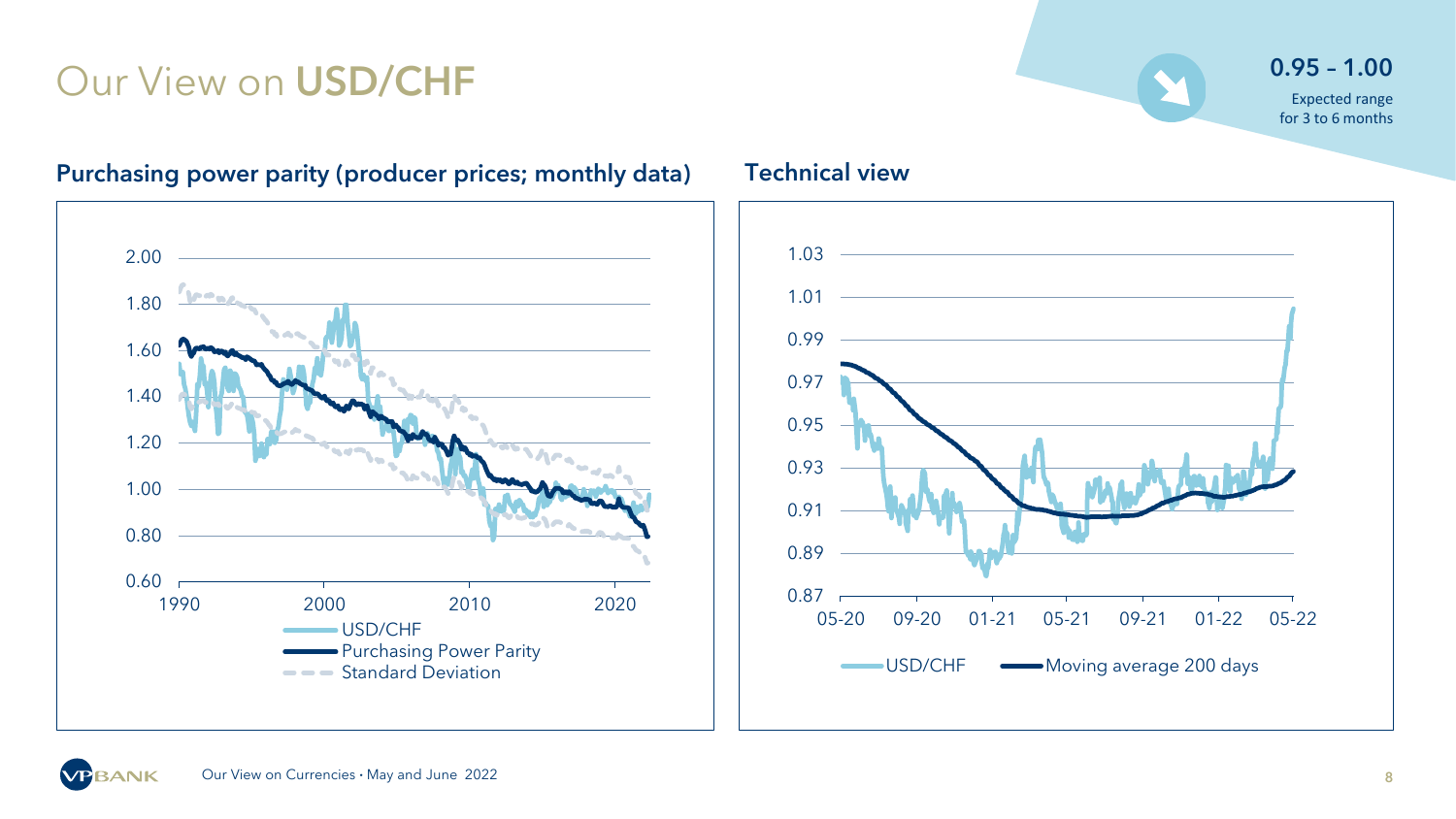# Our View on **USD/CHF**

**0.95 – 1.00**

Expected range for 3 to 6 months

### Purchasing power parity (producer prices; monthly data)

2.00
1.80
1.60
1.40
1.20
1.00
0.80
0.60

1990 2000 2010 2020

USD/CHF
Purchasing Power Parity
Standard Deviation

### Technical view

1.03
1.01
0.99
0.97
0.95
0.93
0.91
0.89
0.87

05-20 09-20 01-21 05-21 09-21 01-22 05-22

USD/CHF
Moving average 200 days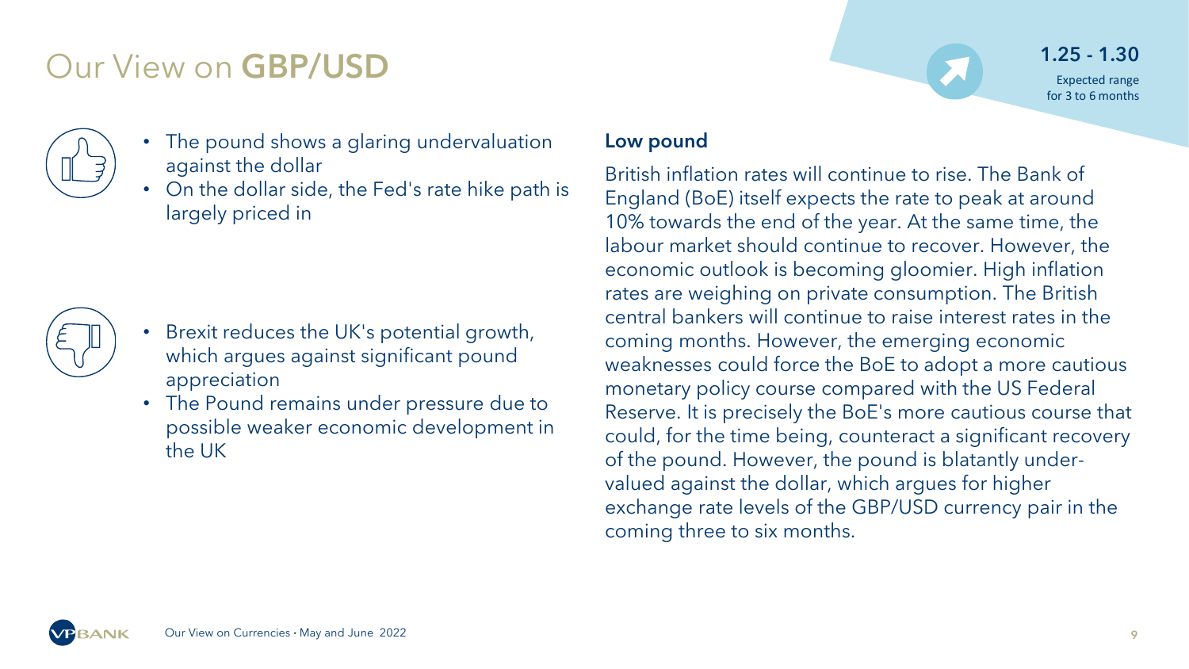# Our View on GBP/USD

**1.25 - 1.30**

Expected range for 3 to 6 months

- The pound shows a glaring undervaluation against the dollar
- On the dollar side, the Fed's rate hike path is largely priced in

- Brexit reduces the UK's potential growth, which argues against significant pound appreciation
- The Pound remains under pressure due to possible weaker economic development in the UK

**Low pound**

British inflation rates will continue to rise. The Bank of England (BoE) itself expects the rate to peak at around 10% towards the end of the year. At the same time, the labour market should continue to recover. However, the economic outlook is becoming gloomier. High inflation rates are weighing on private consumption. The British central bankers will continue to raise interest rates in the coming months. However, the emerging economic weaknesses could force the BoE to adopt a more cautious monetary policy course compared with the US Federal Reserve. It is precisely the BoE's more cautious course that could, for the time being, counteract a significant recovery of the pound. However, the pound is blatantly undervalued against the dollar, which argues for higher exchange rate levels of the GBP/USD currency pair in the coming three to six months.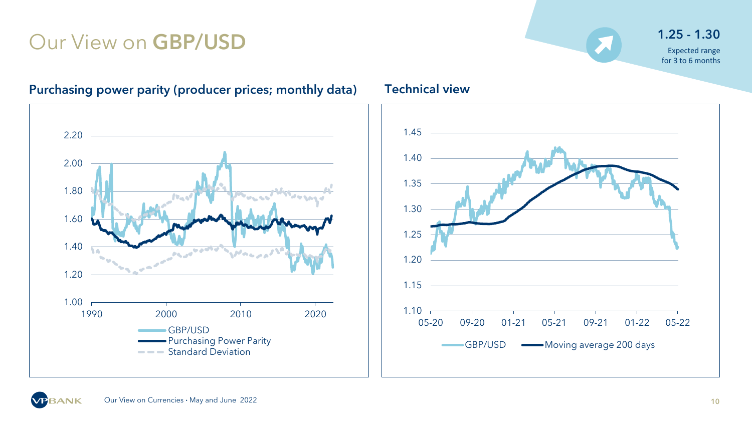# Our View on **GBP/USD**

**1.25 - 1.30**

Expected range for 3 to 6 months

## Purchasing power parity (producer prices; monthly data)

Legend: GBP/USD; Purchasing Power Parity; Standard Deviation

## Technical view

Legend: GBP/USD; Moving average 200 days

Our View on Currencies • May and June 2022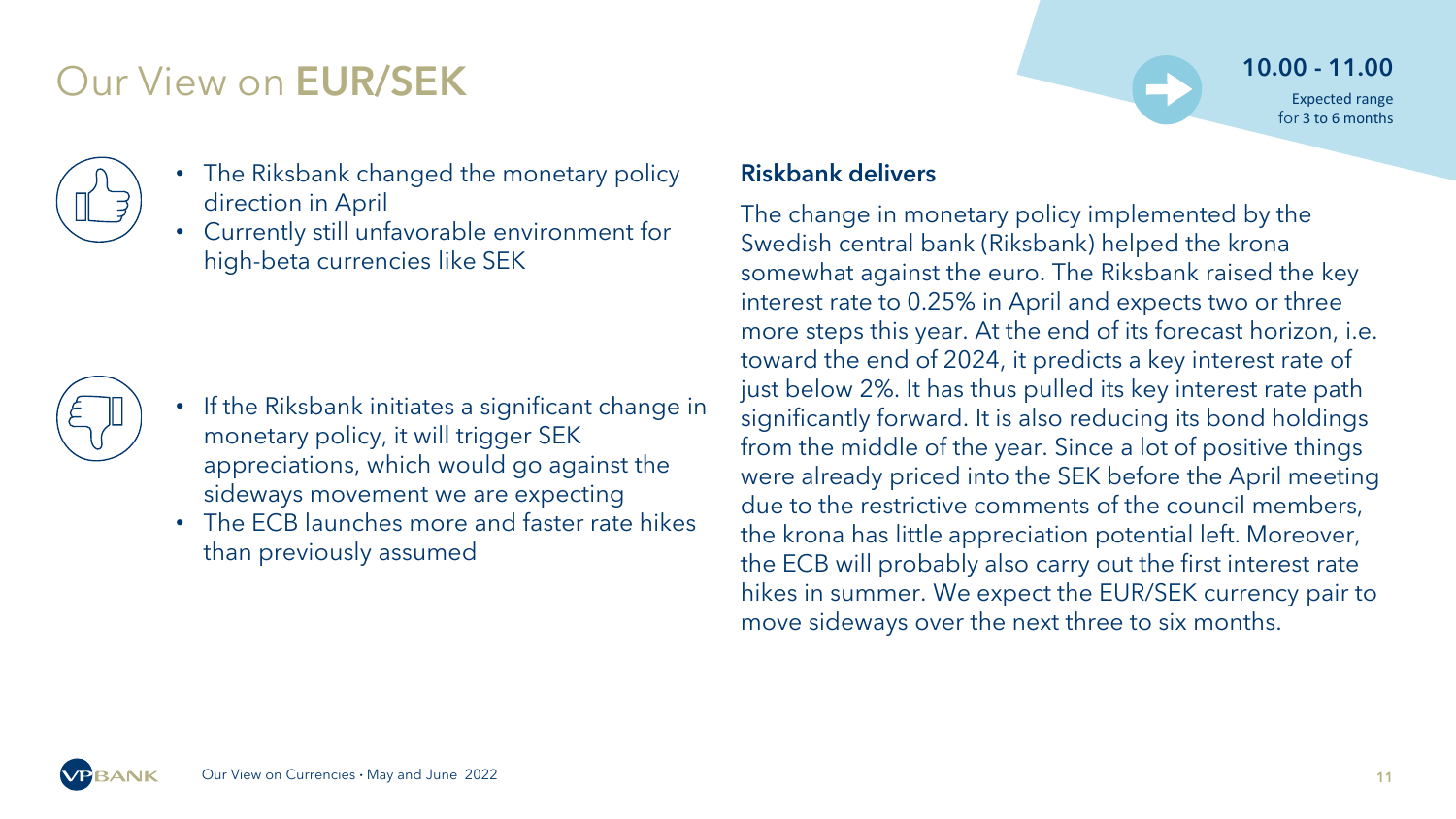# Our View on **EUR/SEK**

**10.00 - 11.00**

Expected range for 3 to 6 months

- The Riksbank changed the monetary policy direction in April
- Currently still unfavorable environment for high-beta currencies like SEK

- If the Riksbank initiates a significant change in monetary policy, it will trigger SEK appreciations, which would go against the sideways movement we are expecting
- The ECB launches more and faster rate hikes than previously assumed

### Riskbank delivers

The change in monetary policy implemented by the Swedish central bank (Riksbank) helped the krona somewhat against the euro. The Riksbank raised the key interest rate to 0.25% in April and expects two or three more steps this year. At the end of its forecast horizon, i.e. toward the end of 2024, it predicts a key interest rate of just below 2%. It has thus pulled its key interest rate path significantly forward. It is also reducing its bond holdings from the middle of the year. Since a lot of positive things were already priced into the SEK before the April meeting due to the restrictive comments of the council members, the krona has little appreciation potential left. Moreover, the ECB will probably also carry out the first interest rate hikes in summer. We expect the EUR/SEK currency pair to move sideways over the next three to six months.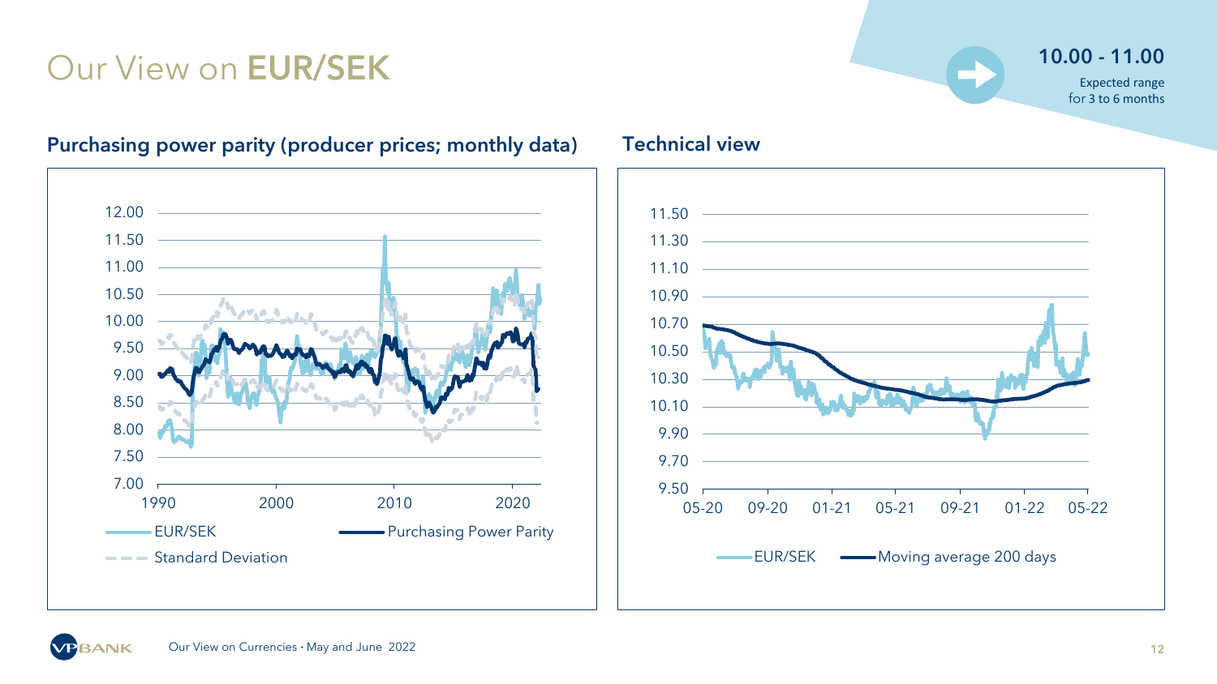# Our View on **EUR/SEK**

**10.00 - 11.00**

Expected range
for 3 to 6 months

## Purchasing power parity (producer prices; monthly data)

12.00
11.50
11.00
10.50
10.00
9.50
9.00
8.50
8.00
7.50
7.00

1990 2000 2010 2020

EUR/SEK — Purchasing Power Parity — Standard Deviation

## Technical view

11.50
11.30
11.10
10.90
10.70
10.50
10.30
10.10
9.90
9.70
9.50

05-20 09-20 01-21 05-21 09-21 01-22 05-22

EUR/SEK — Moving average 200 days

Our View on Currencies • May and June 2022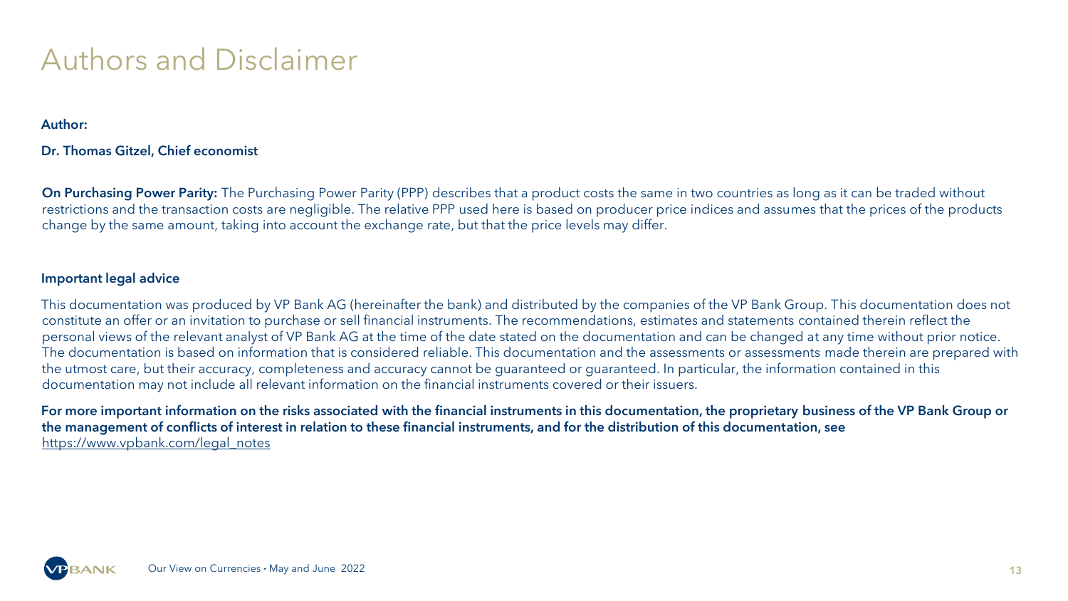# Authors and Disclaimer

**Author:**

**Dr. Thomas Gitzel, Chief economist**

**On Purchasing Power Parity:** The Purchasing Power Parity (PPP) describes that a product costs the same in two countries as long as it can be traded without restrictions and the transaction costs are negligible. The relative PPP used here is based on producer price indices and assumes that the prices of the products change by the same amount, taking into account the exchange rate, but that the price levels may differ.

**Important legal advice**

This documentation was produced by VP Bank AG (hereinafter the bank) and distributed by the companies of the VP Bank Group. This documentation does not constitute an offer or an invitation to purchase or sell financial instruments. The recommendations, estimates and statements contained therein reflect the personal views of the relevant analyst of VP Bank AG at the time of the date stated on the documentation and can be changed at any time without prior notice. The documentation is based on information that is considered reliable. This documentation and the assessments or assessments made therein are prepared with the utmost care, but their accuracy, completeness and accuracy cannot be guaranteed or guaranteed. In particular, the information contained in this documentation may not include all relevant information on the financial instruments covered or their issuers.

**For more important information on the risks associated with the financial instruments in this documentation, the proprietary business of the VP Bank Group or the management of conflicts of interest in relation to these financial instruments, and for the distribution of this documentation, see** https://www.vpbank.com/legal_notes